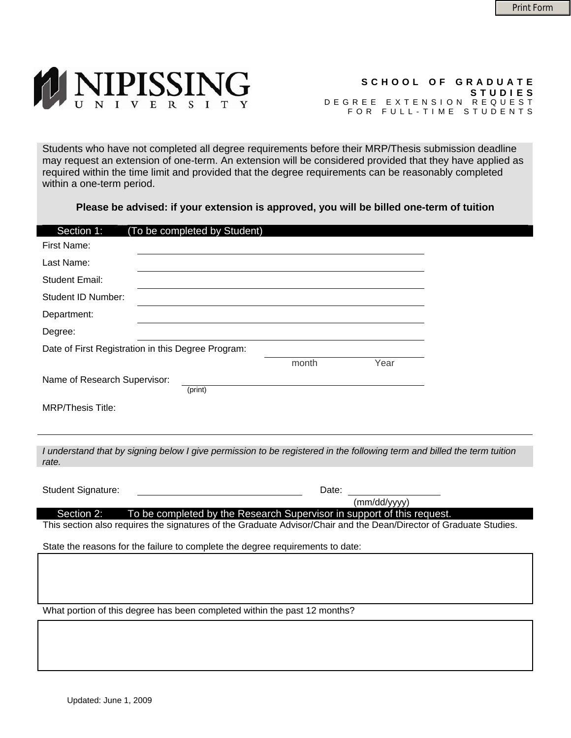Print Form

NIPISSING UNIVERSITY

# SCHOOL OF GRADUATE STUDIES

## DEGREE EXTENSION REQUEST FOR FULL-TIME STUDENTS

Students who have not completed all degree requirements before their MRP/Thesis submission deadline may request an extension of one-term. An extension will be considered provided that they have applied as required within the time limit and provided that the degree requirements can be reasonably completed within a one-term period.

**Please be advised: if your extension is approved, you will be billed one-term of tuition**

### Section 1: (To be completed by Student)

First Name: ______________________________

Last Name: ______________________________

Student Email: ______________________________

Student ID Number: ______________________________

Department: ______________________________

Degree: ______________________________

Date of First Registration in this Degree Program: ______________________________
month Year

Name of Research Supervisor: ______________________________
(print)

MRP/Thesis Title:

______________________________________________________________

*I understand that by signing below I give permission to be registered in the following term and billed the term tuition rate.*

Student Signature: ______________________________ Date: ____________________
(mm/dd/yyyy)

### Section 2: To be completed by the Research Supervisor in support of this request.

This section also requires the signatures of the Graduate Advisor/Chair and the Dean/Director of Graduate Studies.

State the reasons for the failure to complete the degree requirements to date:

What portion of this degree has been completed within the past 12 months?

Updated: June 1, 2009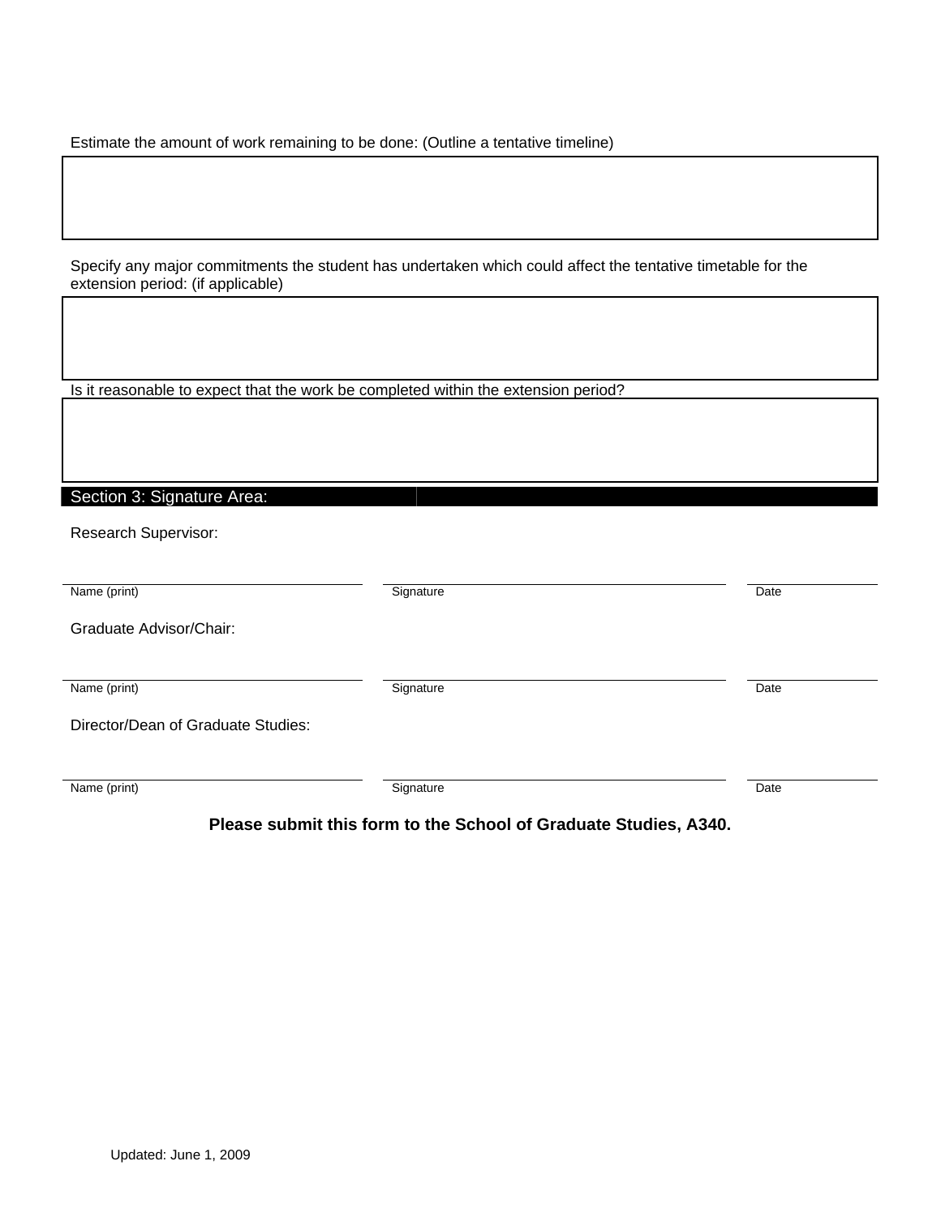Estimate the amount of work remaining to be done: (Outline a tentative timeline)

Specify any major commitments the student has undertaken which could affect the tentative timetable for the extension period: (if applicable)

Is it reasonable to expect that the work be completed within the extension period?

## Section 3: Signature Area:

Research Supervisor:

| Name (print) | Signature | Date |
|---|---|---|

Graduate Advisor/Chair:

| Name (print) | Signature | Date |
|---|---|---|

Director/Dean of Graduate Studies:

| Name (print) | Signature | Date |
|---|---|---|

**Please submit this form to the School of Graduate Studies, A340.**

Updated: June 1, 2009